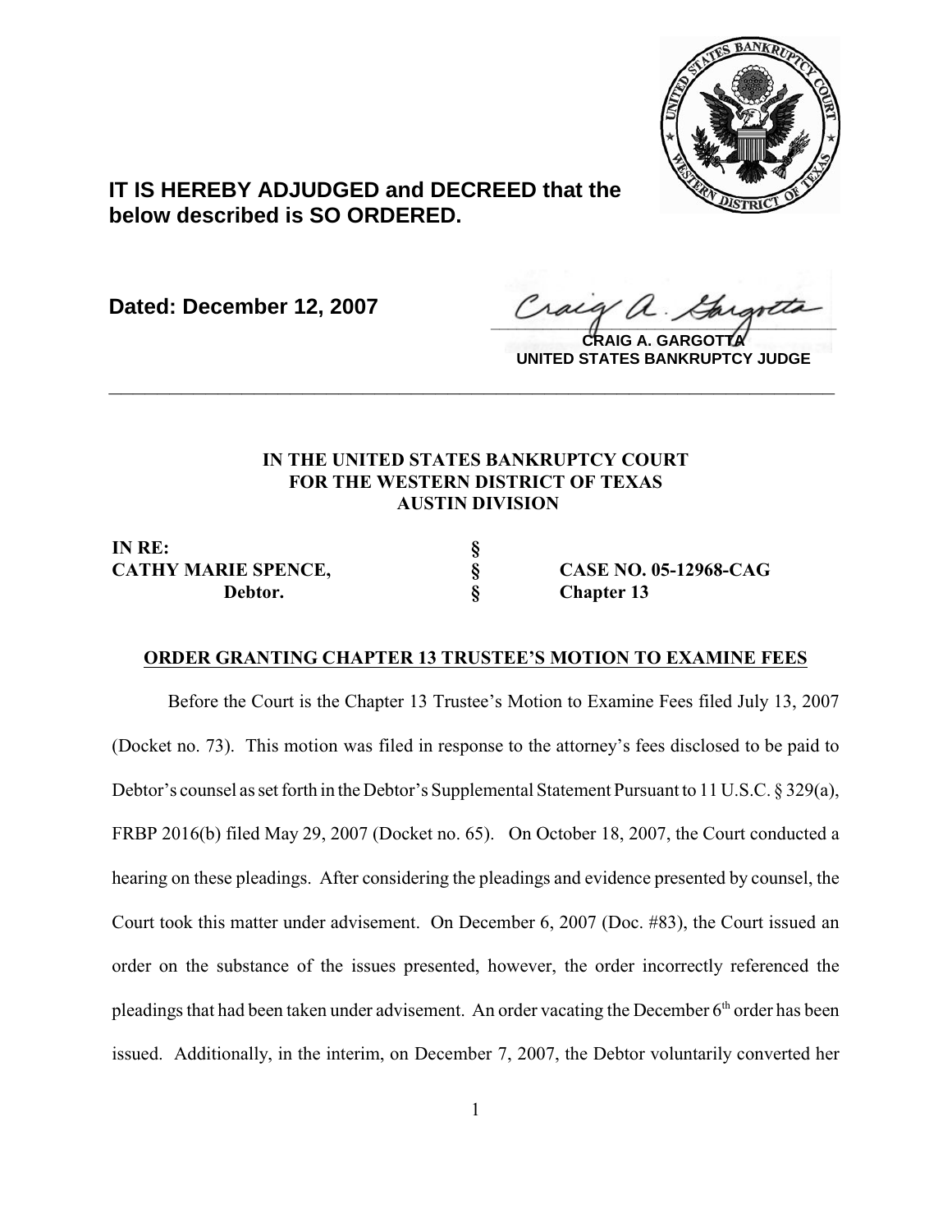**IT IS HEREBY ADJUDGED and DECREED that the below described is SO ORDERED.**

**Dated: December 12, 2007**

**CRAIG A. GARGOTTA**
**UNITED STATES BANKRUPTCY JUDGE**

---

**IN THE UNITED STATES BANKRUPTCY COURT**
**FOR THE WESTERN DISTRICT OF TEXAS**
**AUSTIN DIVISION**

| | | |
|---|---|---|
| **IN RE:** | **§** | |
| **CATHY MARIE SPENCE,** | **§** | **CASE NO. 05-12968-CAG** |
| **Debtor.** | **§** | **Chapter 13** |

## ORDER GRANTING CHAPTER 13 TRUSTEE'S MOTION TO EXAMINE FEES

Before the Court is the Chapter 13 Trustee's Motion to Examine Fees filed July 13, 2007 (Docket no. 73). This motion was filed in response to the attorney's fees disclosed to be paid to Debtor's counsel as set forth in the Debtor's Supplemental Statement Pursuant to 11 U.S.C. § 329(a), FRBP 2016(b) filed May 29, 2007 (Docket no. 65). On October 18, 2007, the Court conducted a hearing on these pleadings. After considering the pleadings and evidence presented by counsel, the Court took this matter under advisement. On December 6, 2007 (Doc. #83), the Court issued an order on the substance of the issues presented, however, the order incorrectly referenced the pleadings that had been taken under advisement. An order vacating the December 6th order has been issued. Additionally, in the interim, on December 7, 2007, the Debtor voluntarily converted her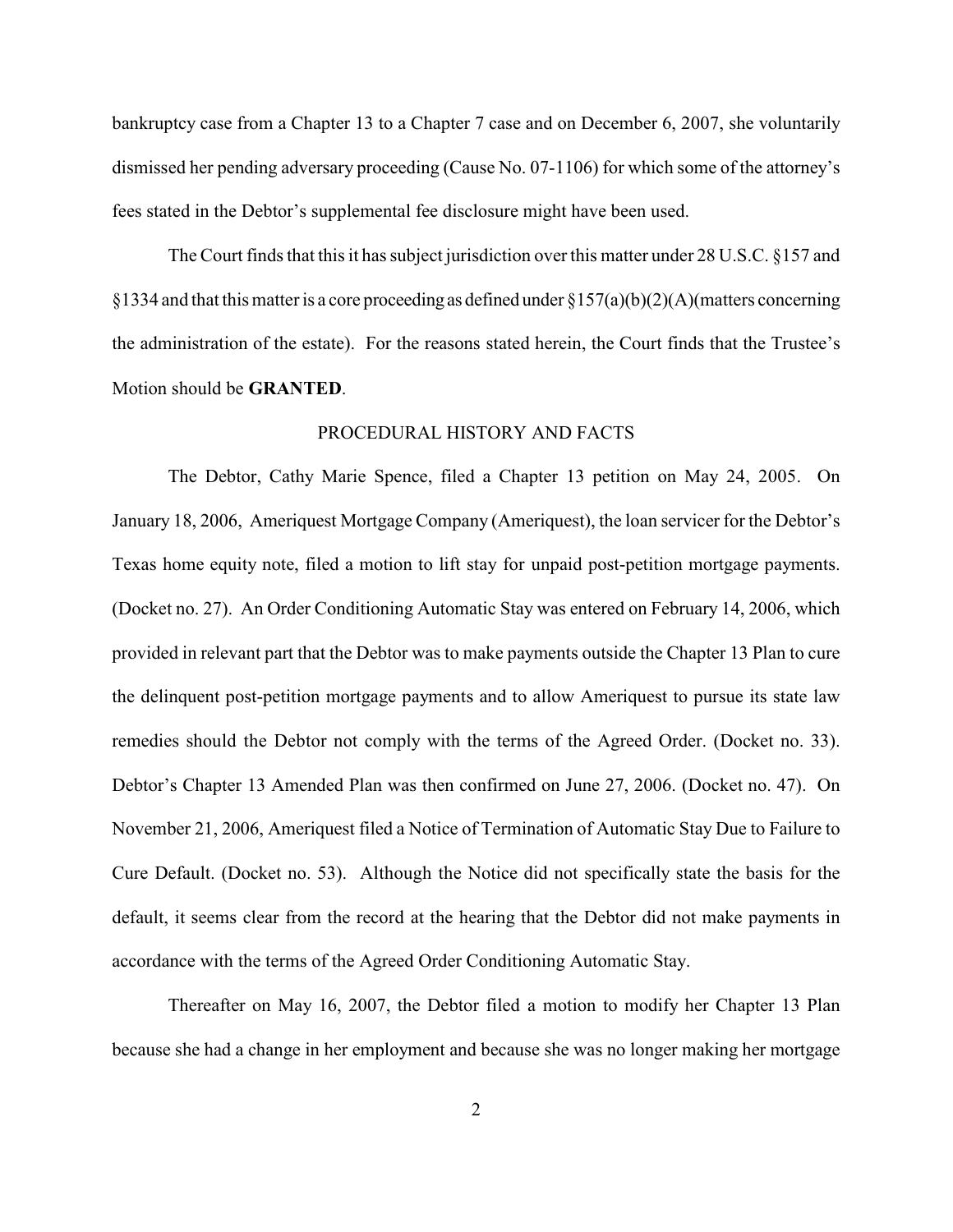bankruptcy case from a Chapter 13 to a Chapter 7 case and on December 6, 2007, she voluntarily dismissed her pending adversary proceeding (Cause No. 07-1106) for which some of the attorney's fees stated in the Debtor's supplemental fee disclosure might have been used.

The Court finds that this it has subject jurisdiction over this matter under 28 U.S.C. §157 and §1334 and that this matter is a core proceeding as defined under §157(a)(b)(2)(A)(matters concerning the administration of the estate). For the reasons stated herein, the Court finds that the Trustee's Motion should be **GRANTED**.

PROCEDURAL HISTORY AND FACTS

The Debtor, Cathy Marie Spence, filed a Chapter 13 petition on May 24, 2005. On January 18, 2006, Ameriquest Mortgage Company (Ameriquest), the loan servicer for the Debtor's Texas home equity note, filed a motion to lift stay for unpaid post-petition mortgage payments. (Docket no. 27). An Order Conditioning Automatic Stay was entered on February 14, 2006, which provided in relevant part that the Debtor was to make payments outside the Chapter 13 Plan to cure the delinquent post-petition mortgage payments and to allow Ameriquest to pursue its state law remedies should the Debtor not comply with the terms of the Agreed Order. (Docket no. 33). Debtor's Chapter 13 Amended Plan was then confirmed on June 27, 2006. (Docket no. 47). On November 21, 2006, Ameriquest filed a Notice of Termination of Automatic Stay Due to Failure to Cure Default. (Docket no. 53). Although the Notice did not specifically state the basis for the default, it seems clear from the record at the hearing that the Debtor did not make payments in accordance with the terms of the Agreed Order Conditioning Automatic Stay.

Thereafter on May 16, 2007, the Debtor filed a motion to modify her Chapter 13 Plan because she had a change in her employment and because she was no longer making her mortgage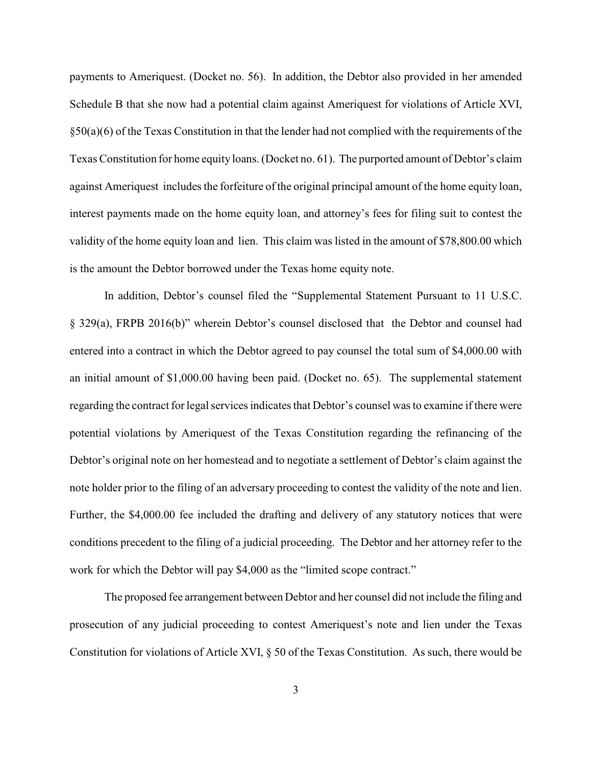payments to Ameriquest. (Docket no. 56). In addition, the Debtor also provided in her amended Schedule B that she now had a potential claim against Ameriquest for violations of Article XVI, §50(a)(6) of the Texas Constitution in that the lender had not complied with the requirements of the Texas Constitution for home equity loans. (Docket no. 61). The purported amount of Debtor's claim against Ameriquest includes the forfeiture of the original principal amount of the home equity loan, interest payments made on the home equity loan, and attorney's fees for filing suit to contest the validity of the home equity loan and lien. This claim was listed in the amount of $78,800.00 which is the amount the Debtor borrowed under the Texas home equity note.

In addition, Debtor's counsel filed the "Supplemental Statement Pursuant to 11 U.S.C. § 329(a), FRPB 2016(b)" wherein Debtor's counsel disclosed that the Debtor and counsel had entered into a contract in which the Debtor agreed to pay counsel the total sum of $4,000.00 with an initial amount of $1,000.00 having been paid. (Docket no. 65). The supplemental statement regarding the contract for legal services indicates that Debtor's counsel was to examine if there were potential violations by Ameriquest of the Texas Constitution regarding the refinancing of the Debtor's original note on her homestead and to negotiate a settlement of Debtor's claim against the note holder prior to the filing of an adversary proceeding to contest the validity of the note and lien. Further, the $4,000.00 fee included the drafting and delivery of any statutory notices that were conditions precedent to the filing of a judicial proceeding. The Debtor and her attorney refer to the work for which the Debtor will pay $4,000 as the "limited scope contract."

The proposed fee arrangement between Debtor and her counsel did not include the filing and prosecution of any judicial proceeding to contest Ameriquest's note and lien under the Texas Constitution for violations of Article XVI, § 50 of the Texas Constitution. As such, there would be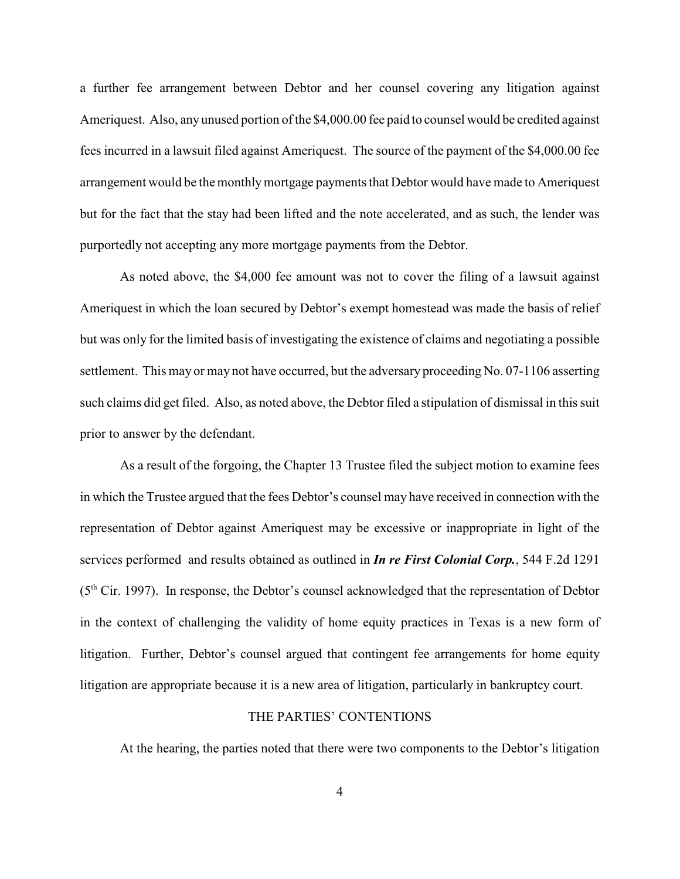a further fee arrangement between Debtor and her counsel covering any litigation against Ameriquest. Also, any unused portion of the $4,000.00 fee paid to counsel would be credited against fees incurred in a lawsuit filed against Ameriquest. The source of the payment of the $4,000.00 fee arrangement would be the monthly mortgage payments that Debtor would have made to Ameriquest but for the fact that the stay had been lifted and the note accelerated, and as such, the lender was purportedly not accepting any more mortgage payments from the Debtor.

As noted above, the $4,000 fee amount was not to cover the filing of a lawsuit against Ameriquest in which the loan secured by Debtor's exempt homestead was made the basis of relief but was only for the limited basis of investigating the existence of claims and negotiating a possible settlement. This may or may not have occurred, but the adversary proceeding No. 07-1106 asserting such claims did get filed. Also, as noted above, the Debtor filed a stipulation of dismissal in this suit prior to answer by the defendant.

As a result of the forgoing, the Chapter 13 Trustee filed the subject motion to examine fees in which the Trustee argued that the fees Debtor's counsel may have received in connection with the representation of Debtor against Ameriquest may be excessive or inappropriate in light of the services performed and results obtained as outlined in ***In re First Colonial Corp.***, 544 F.2d 1291 (5th Cir. 1997). In response, the Debtor's counsel acknowledged that the representation of Debtor in the context of challenging the validity of home equity practices in Texas is a new form of litigation. Further, Debtor's counsel argued that contingent fee arrangements for home equity litigation are appropriate because it is a new area of litigation, particularly in bankruptcy court.

## THE PARTIES' CONTENTIONS

At the hearing, the parties noted that there were two components to the Debtor's litigation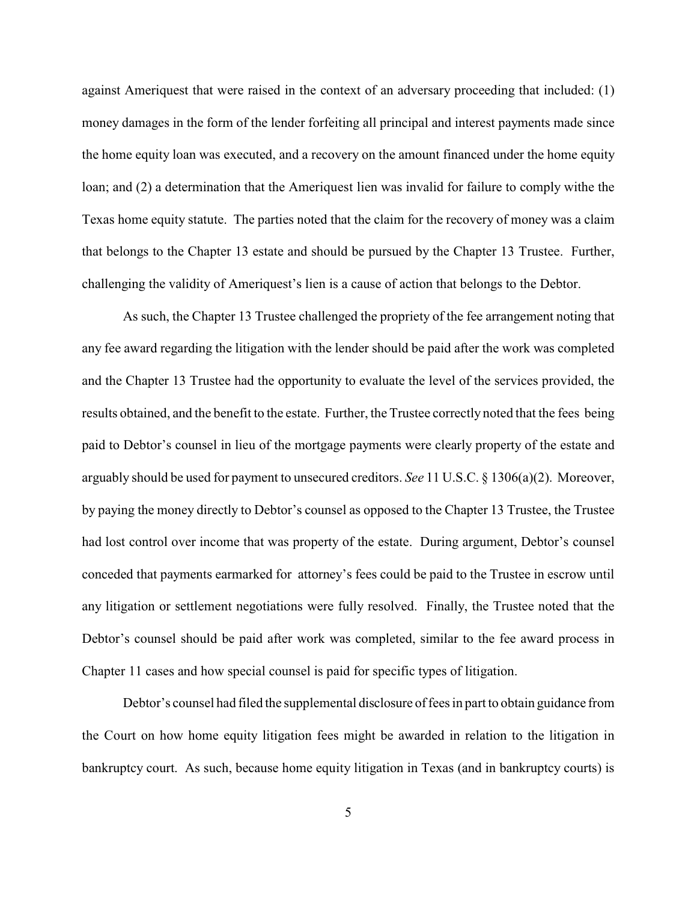against Ameriquest that were raised in the context of an adversary proceeding that included: (1) money damages in the form of the lender forfeiting all principal and interest payments made since the home equity loan was executed, and a recovery on the amount financed under the home equity loan; and (2) a determination that the Ameriquest lien was invalid for failure to comply withe the Texas home equity statute. The parties noted that the claim for the recovery of money was a claim that belongs to the Chapter 13 estate and should be pursued by the Chapter 13 Trustee. Further, challenging the validity of Ameriquest's lien is a cause of action that belongs to the Debtor.

As such, the Chapter 13 Trustee challenged the propriety of the fee arrangement noting that any fee award regarding the litigation with the lender should be paid after the work was completed and the Chapter 13 Trustee had the opportunity to evaluate the level of the services provided, the results obtained, and the benefit to the estate. Further, the Trustee correctly noted that the fees being paid to Debtor's counsel in lieu of the mortgage payments were clearly property of the estate and arguably should be used for payment to unsecured creditors. *See* 11 U.S.C. § 1306(a)(2). Moreover, by paying the money directly to Debtor's counsel as opposed to the Chapter 13 Trustee, the Trustee had lost control over income that was property of the estate. During argument, Debtor's counsel conceded that payments earmarked for attorney's fees could be paid to the Trustee in escrow until any litigation or settlement negotiations were fully resolved. Finally, the Trustee noted that the Debtor's counsel should be paid after work was completed, similar to the fee award process in Chapter 11 cases and how special counsel is paid for specific types of litigation.

Debtor's counsel had filed the supplemental disclosure of fees in part to obtain guidance from the Court on how home equity litigation fees might be awarded in relation to the litigation in bankruptcy court. As such, because home equity litigation in Texas (and in bankruptcy courts) is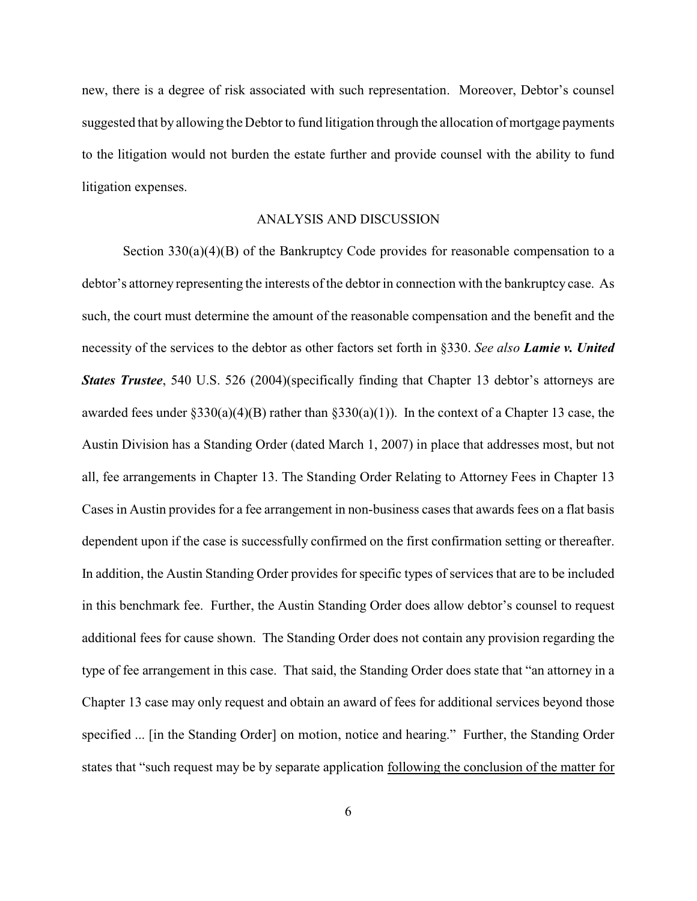new, there is a degree of risk associated with such representation. Moreover, Debtor's counsel suggested that by allowing the Debtor to fund litigation through the allocation of mortgage payments to the litigation would not burden the estate further and provide counsel with the ability to fund litigation expenses.

## ANALYSIS AND DISCUSSION

Section 330(a)(4)(B) of the Bankruptcy Code provides for reasonable compensation to a debtor's attorney representing the interests of the debtor in connection with the bankruptcy case. As such, the court must determine the amount of the reasonable compensation and the benefit and the necessity of the services to the debtor as other factors set forth in §330. *See also* ***Lamie v. United States Trustee***, 540 U.S. 526 (2004)(specifically finding that Chapter 13 debtor's attorneys are awarded fees under §330(a)(4)(B) rather than §330(a)(1)). In the context of a Chapter 13 case, the Austin Division has a Standing Order (dated March 1, 2007) in place that addresses most, but not all, fee arrangements in Chapter 13. The Standing Order Relating to Attorney Fees in Chapter 13 Cases in Austin provides for a fee arrangement in non-business cases that awards fees on a flat basis dependent upon if the case is successfully confirmed on the first confirmation setting or thereafter. In addition, the Austin Standing Order provides for specific types of services that are to be included in this benchmark fee. Further, the Austin Standing Order does allow debtor's counsel to request additional fees for cause shown. The Standing Order does not contain any provision regarding the type of fee arrangement in this case. That said, the Standing Order does state that "an attorney in a Chapter 13 case may only request and obtain an award of fees for additional services beyond those specified ... [in the Standing Order] on motion, notice and hearing." Further, the Standing Order states that "such request may be by separate application <u>following the conclusion of the matter for</u>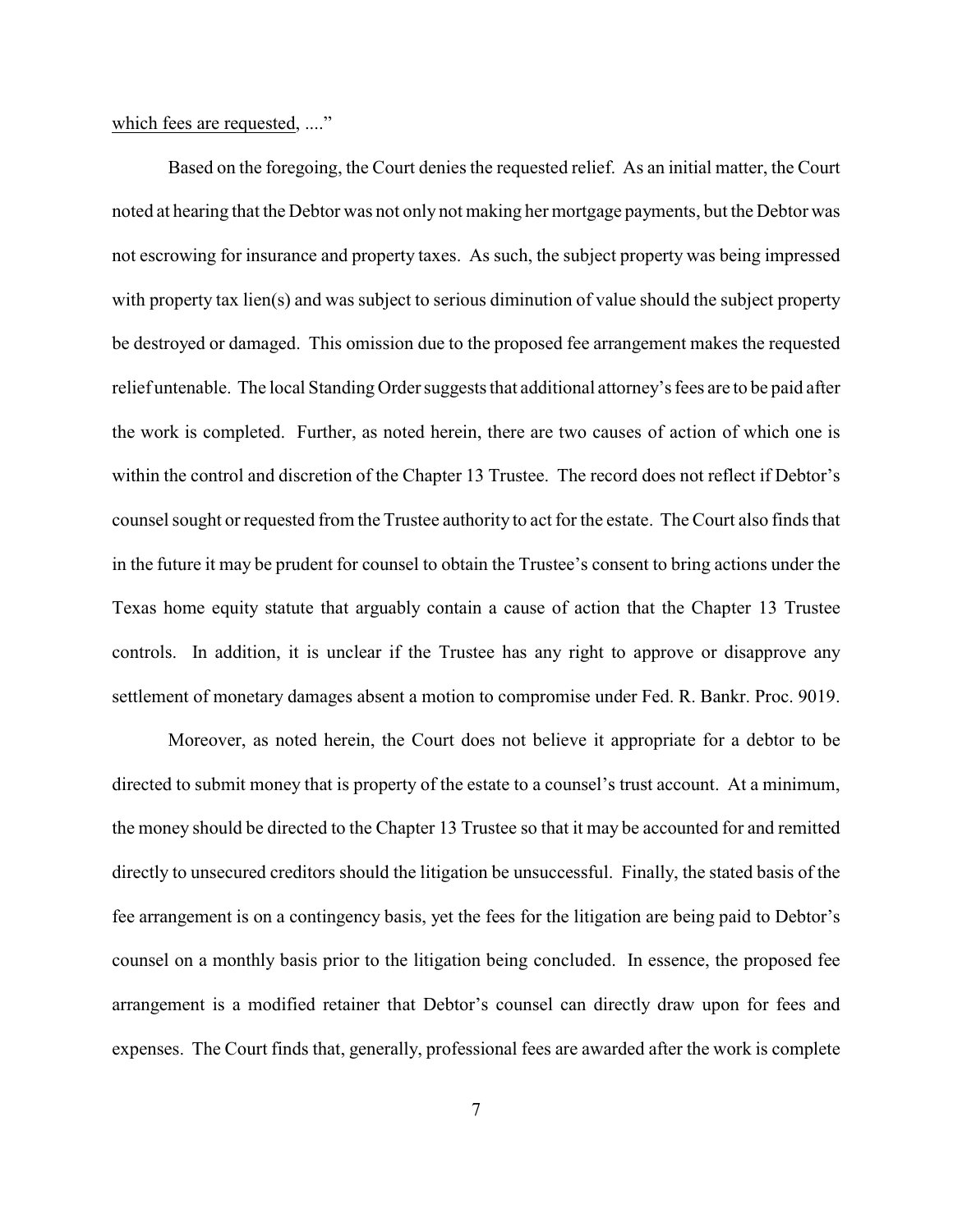which fees are requested, ...."

Based on the foregoing, the Court denies the requested relief. As an initial matter, the Court noted at hearing that the Debtor was not only not making her mortgage payments, but the Debtor was not escrowing for insurance and property taxes. As such, the subject property was being impressed with property tax lien(s) and was subject to serious diminution of value should the subject property be destroyed or damaged. This omission due to the proposed fee arrangement makes the requested relief untenable. The local Standing Order suggests that additional attorney's fees are to be paid after the work is completed. Further, as noted herein, there are two causes of action of which one is within the control and discretion of the Chapter 13 Trustee. The record does not reflect if Debtor's counsel sought or requested from the Trustee authority to act for the estate. The Court also finds that in the future it may be prudent for counsel to obtain the Trustee's consent to bring actions under the Texas home equity statute that arguably contain a cause of action that the Chapter 13 Trustee controls. In addition, it is unclear if the Trustee has any right to approve or disapprove any settlement of monetary damages absent a motion to compromise under Fed. R. Bankr. Proc. 9019.

Moreover, as noted herein, the Court does not believe it appropriate for a debtor to be directed to submit money that is property of the estate to a counsel's trust account. At a minimum, the money should be directed to the Chapter 13 Trustee so that it may be accounted for and remitted directly to unsecured creditors should the litigation be unsuccessful. Finally, the stated basis of the fee arrangement is on a contingency basis, yet the fees for the litigation are being paid to Debtor's counsel on a monthly basis prior to the litigation being concluded. In essence, the proposed fee arrangement is a modified retainer that Debtor's counsel can directly draw upon for fees and expenses. The Court finds that, generally, professional fees are awarded after the work is complete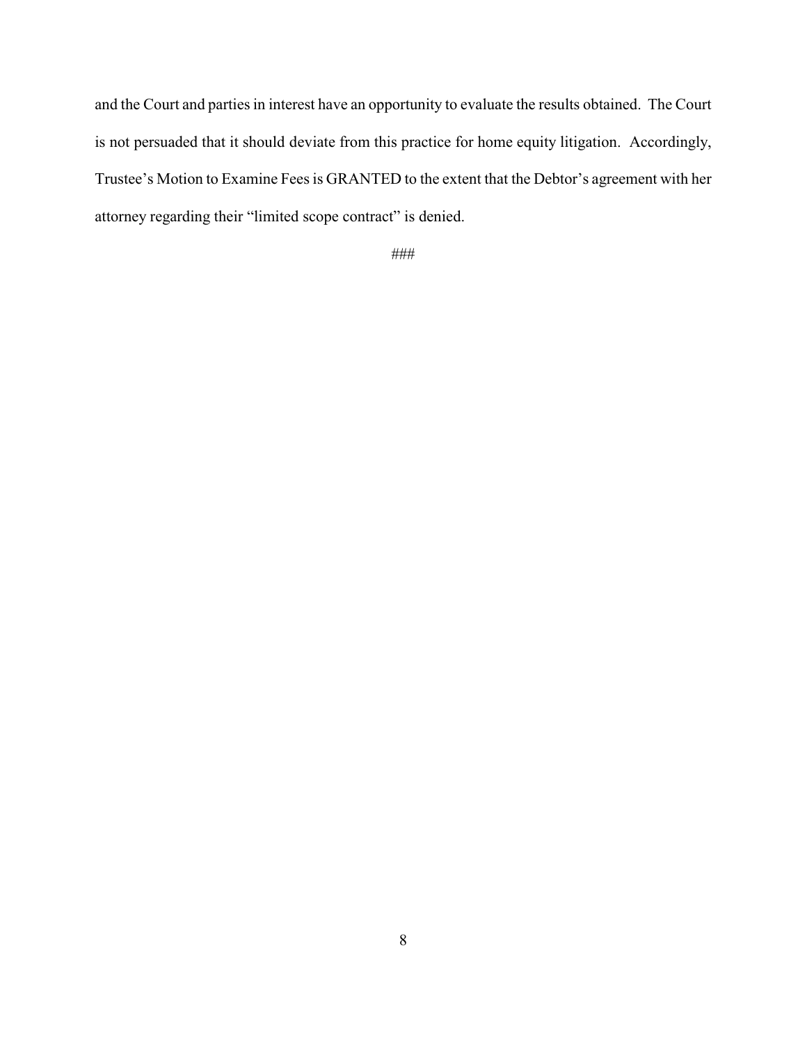and the Court and parties in interest have an opportunity to evaluate the results obtained. The Court is not persuaded that it should deviate from this practice for home equity litigation. Accordingly, Trustee's Motion to Examine Fees is GRANTED to the extent that the Debtor's agreement with her attorney regarding their "limited scope contract" is denied.

###